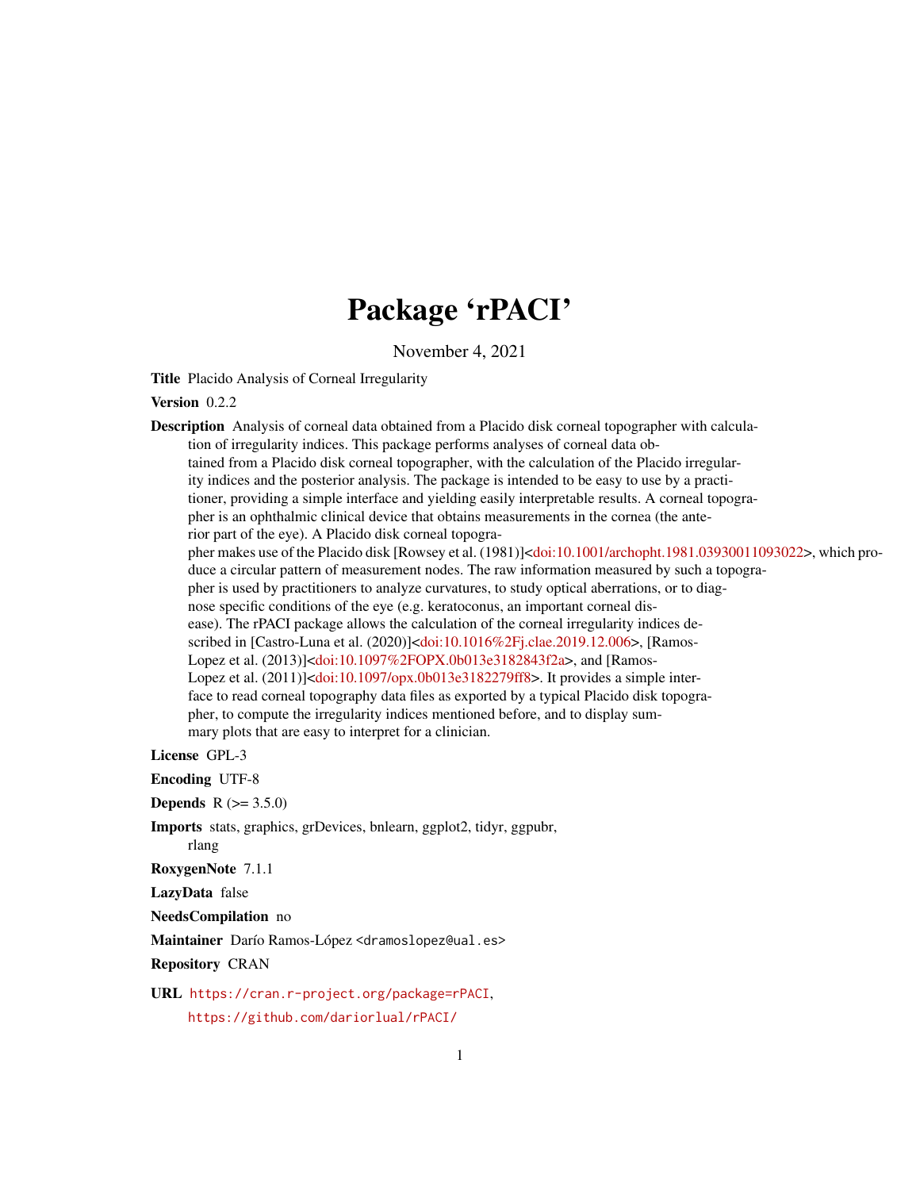# Package 'rPACI'

November 4, 2021

**Title** Placido Analysis of Corneal Irregularity

**Version** 0.2.2

**Description** Analysis of corneal data obtained from a Placido disk corneal topographer with calculation of irregularity indices. This package performs analyses of corneal data obtained from a Placido disk corneal topographer, with the calculation of the Placido irregularity indices and the posterior analysis. The package is intended to be easy to use by a practitioner, providing a simple interface and yielding easily interpretable results. A corneal topographer is an ophthalmic clinical device that obtains measurements in the cornea (the anterior part of the eye). A Placido disk corneal topographer makes use of the Placido disk [Rowsey et al. (1981)]<doi:10.1001/archopht.1981.03930011093022>, which produce a circular pattern of measurement nodes. The raw information measured by such a topographer is used by practitioners to analyze curvatures, to study optical aberrations, or to diagnose specific conditions of the eye (e.g. keratoconus, an important corneal disease). The rPACI package allows the calculation of the corneal irregularity indices described in [Castro-Luna et al. (2020)]<doi:10.1016%2Fj.clae.2019.12.006>, [Ramos-Lopez et al. (2013)]<doi:10.1097%2FOPX.0b013e3182843f2a>, and [Ramos-Lopez et al. (2011)]<doi:10.1097/opx.0b013e3182279ff8>. It provides a simple interface to read corneal topography data files as exported by a typical Placido disk topographer, to compute the irregularity indices mentioned before, and to display summary plots that are easy to interpret for a clinician.

**License** GPL-3

**Encoding** UTF-8

**Depends** R (>= 3.5.0)

**Imports** stats, graphics, grDevices, bnlearn, ggplot2, tidyr, ggpubr, rlang

**RoxygenNote** 7.1.1

**LazyData** false

**NeedsCompilation** no

**Maintainer** Darío Ramos-López <dramoslopez@ual.es>

**Repository** CRAN

**URL** https://cran.r-project.org/package=rPACI, https://github.com/dariorlual/rPACI/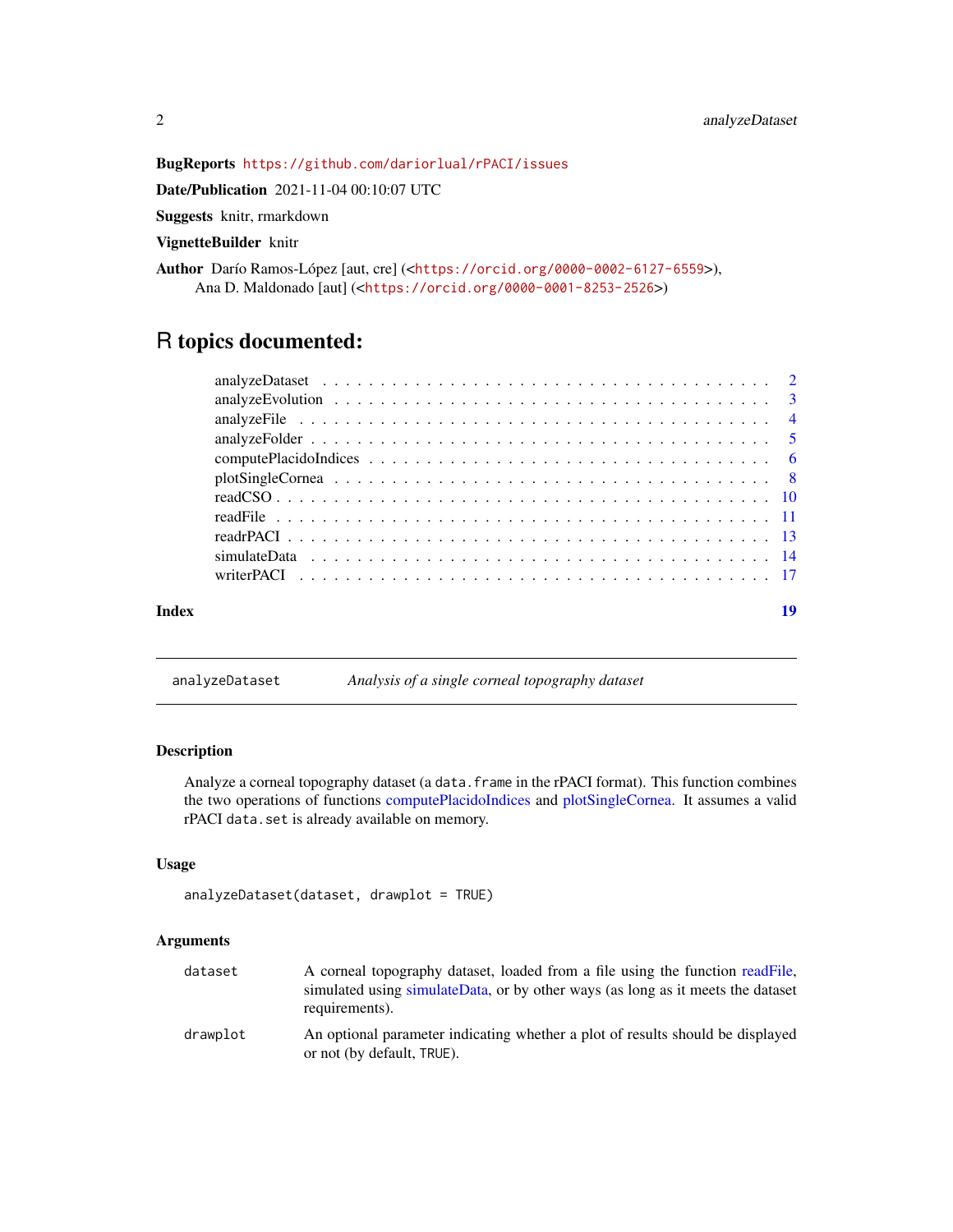**BugReports** https://github.com/dariorlual/rPACI/issues

**Date/Publication** 2021-11-04 00:10:07 UTC

**Suggests** knitr, rmarkdown

**VignetteBuilder** knitr

**Author** Darío Ramos-López [aut, cre] (<https://orcid.org/0000-0002-6127-6559>), Ana D. Maldonado [aut] (<https://orcid.org/0000-0001-8253-2526>)

# R topics documented:

| | |
|---|---|
| analyzeDataset | 2 |
| analyzeEvolution | 3 |
| analyzeFile | 4 |
| analyzeFolder | 5 |
| computePlacidoIndices | 6 |
| plotSingleCornea | 8 |
| readCSO | 10 |
| readFile | 11 |
| readrPACI | 13 |
| simulateData | 14 |
| writerPACI | 17 |
| **Index** | **19** |

---

## analyzeDataset — *Analysis of a single corneal topography dataset*

### Description

Analyze a corneal topography dataset (a `data.frame` in the rPACI format). This function combines the two operations of functions computePlacidoIndices and plotSingleCornea. It assumes a valid rPACI `data.set` is already available on memory.

### Usage

```
analyzeDataset(dataset, drawplot = TRUE)
```

### Arguments

| | |
|---|---|
| `dataset` | A corneal topography dataset, loaded from a file using the function readFile, simulated using simulateData, or by other ways (as long as it meets the dataset requirements). |
| `drawplot` | An optional parameter indicating whether a plot of results should be displayed or not (by default, `TRUE`). |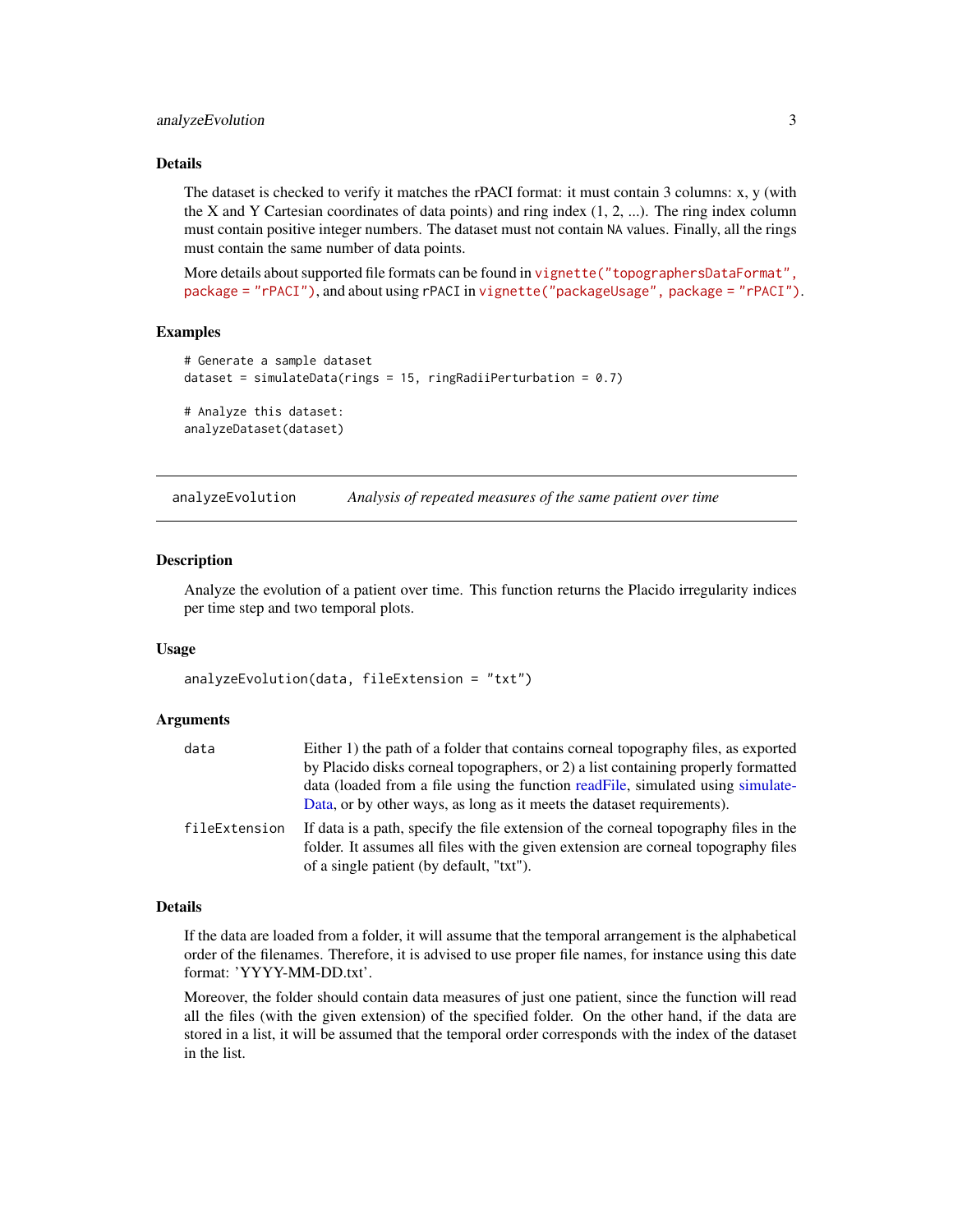### Details

The dataset is checked to verify it matches the rPACI format: it must contain 3 columns: x, y (with the X and Y Cartesian coordinates of data points) and ring index (1, 2, ...). The ring index column must contain positive integer numbers. The dataset must not contain NA values. Finally, all the rings must contain the same number of data points.

More details about supported file formats can be found in vignette("topographersDataFormat", package = "rPACI"), and about using rPACI in vignette("packageUsage", package = "rPACI").

### Examples

```
# Generate a sample dataset
dataset = simulateData(rings = 15, ringRadiiPerturbation = 0.7)

# Analyze this dataset:
analyzeDataset(dataset)
```

---

## analyzeEvolution *Analysis of repeated measures of the same patient over time*

### Description

Analyze the evolution of a patient over time. This function returns the Placido irregularity indices per time step and two temporal plots.

### Usage

```
analyzeEvolution(data, fileExtension = "txt")
```

### Arguments

| | |
|---|---|
| data | Either 1) the path of a folder that contains corneal topography files, as exported by Placido disks corneal topographers, or 2) a list containing properly formatted data (loaded from a file using the function readFile, simulated using simulateData, or by other ways, as long as it meets the dataset requirements). |
| fileExtension | If data is a path, specify the file extension of the corneal topography files in the folder. It assumes all files with the given extension are corneal topography files of a single patient (by default, "txt"). |

### Details

If the data are loaded from a folder, it will assume that the temporal arrangement is the alphabetical order of the filenames. Therefore, it is advised to use proper file names, for instance using this date format: 'YYYY-MM-DD.txt'.

Moreover, the folder should contain data measures of just one patient, since the function will read all the files (with the given extension) of the specified folder. On the other hand, if the data are stored in a list, it will be assumed that the temporal order corresponds with the index of the dataset in the list.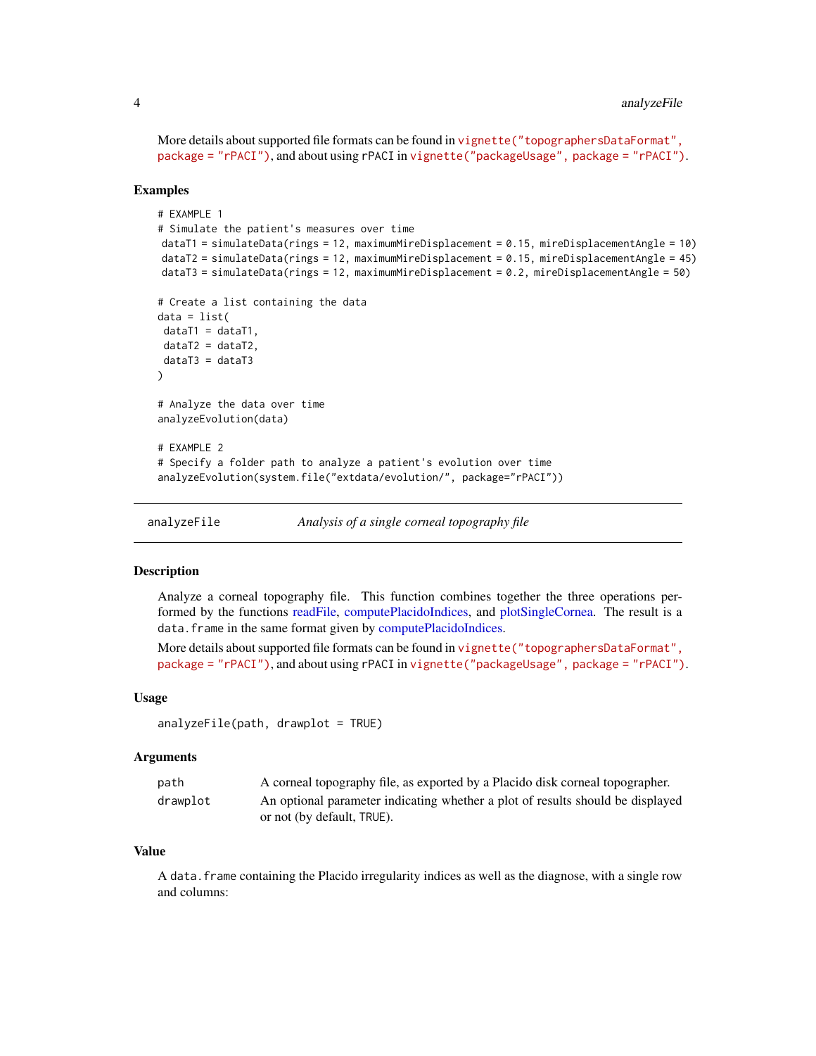More details about supported file formats can be found in `vignette("topographersDataFormat", package = "rPACI")`, and about using rPACI in `vignette("packageUsage", package = "rPACI")`.

### Examples

```
# EXAMPLE 1
# Simulate the patient's measures over time
 dataT1 = simulateData(rings = 12, maximumMireDisplacement = 0.15, mireDisplacementAngle = 10)
 dataT2 = simulateData(rings = 12, maximumMireDisplacement = 0.15, mireDisplacementAngle = 45)
 dataT3 = simulateData(rings = 12, maximumMireDisplacement = 0.2, mireDisplacementAngle = 50)

# Create a list containing the data
data = list(
 dataT1 = dataT1,
 dataT2 = dataT2,
 dataT3 = dataT3
)

# Analyze the data over time
analyzeEvolution(data)

# EXAMPLE 2
# Specify a folder path to analyze a patient's evolution over time
analyzeEvolution(system.file("extdata/evolution/", package="rPACI"))
```

---

## analyzeFile — *Analysis of a single corneal topography file*

### Description

Analyze a corneal topography file. This function combines together the three operations performed by the functions readFile, computePlacidoIndices, and plotSingleCornea. The result is a `data.frame` in the same format given by computePlacidoIndices.

More details about supported file formats can be found in `vignette("topographersDataFormat", package = "rPACI")`, and about using rPACI in `vignette("packageUsage", package = "rPACI")`.

### Usage

```
analyzeFile(path, drawplot = TRUE)
```

### Arguments

| | |
|---|---|
| `path` | A corneal topography file, as exported by a Placido disk corneal topographer. |
| `drawplot` | An optional parameter indicating whether a plot of results should be displayed or not (by default, `TRUE`). |

### Value

A `data.frame` containing the Placido irregularity indices as well as the diagnose, with a single row and columns: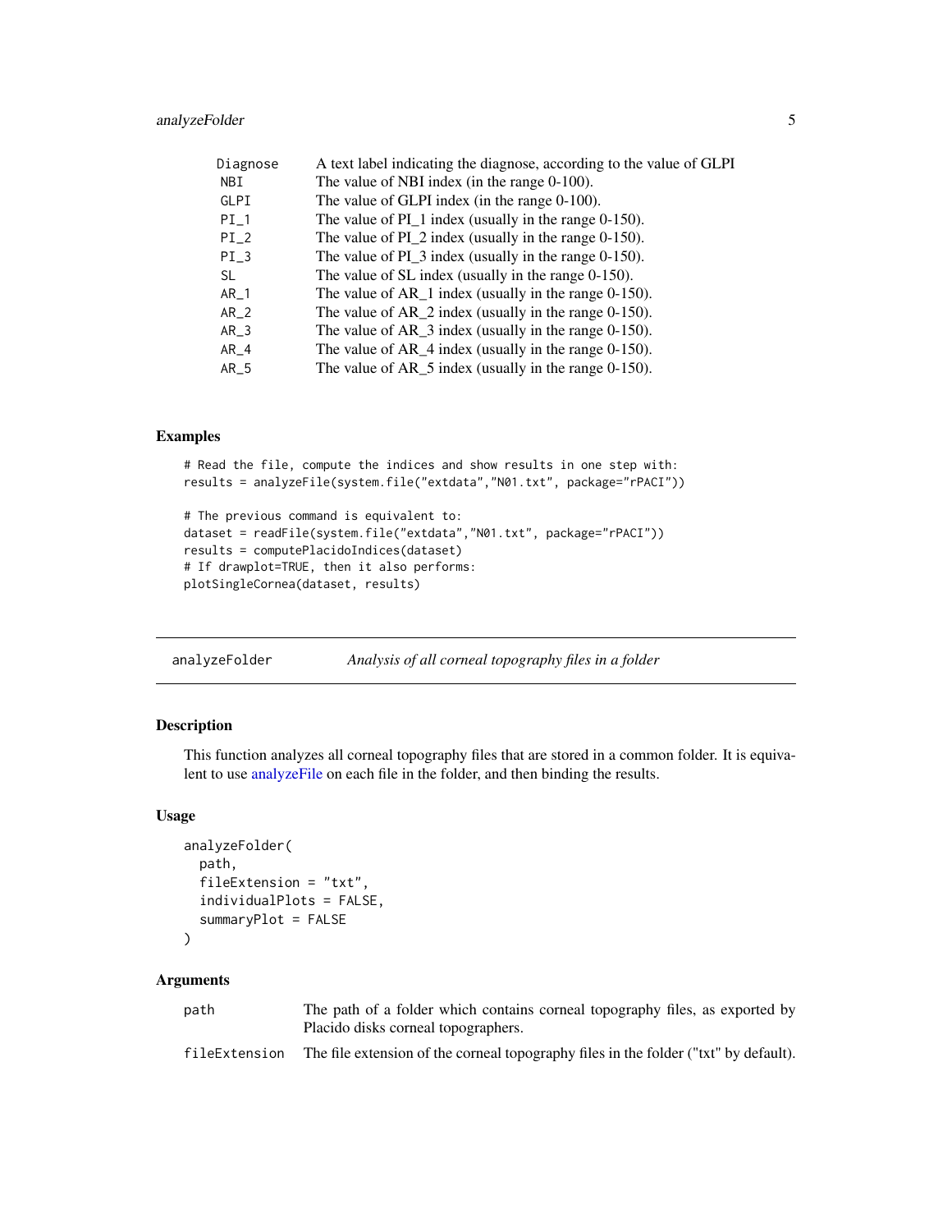| | |
|---|---|
| Diagnose | A text label indicating the diagnose, according to the value of GLPI |
| NBI | The value of NBI index (in the range 0-100). |
| GLPI | The value of GLPI index (in the range 0-100). |
| PI_1 | The value of PI_1 index (usually in the range 0-150). |
| PI_2 | The value of PI_2 index (usually in the range 0-150). |
| PI_3 | The value of PI_3 index (usually in the range 0-150). |
| SL | The value of SL index (usually in the range 0-150). |
| AR_1 | The value of AR_1 index (usually in the range 0-150). |
| AR_2 | The value of AR_2 index (usually in the range 0-150). |
| AR_3 | The value of AR_3 index (usually in the range 0-150). |
| AR_4 | The value of AR_4 index (usually in the range 0-150). |
| AR_5 | The value of AR_5 index (usually in the range 0-150). |

### Examples

```
# Read the file, compute the indices and show results in one step with:
results = analyzeFile(system.file("extdata","N01.txt", package="rPACI"))

# The previous command is equivalent to:
dataset = readFile(system.file("extdata","N01.txt", package="rPACI"))
results = computePlacidoIndices(dataset)
# If drawplot=TRUE, then it also performs:
plotSingleCornea(dataset, results)
```

---

## analyzeFolder — *Analysis of all corneal topography files in a folder*

### Description

This function analyzes all corneal topography files that are stored in a common folder. It is equivalent to use analyzeFile on each file in the folder, and then binding the results.

### Usage

```
analyzeFolder(
  path,
  fileExtension = "txt",
  individualPlots = FALSE,
  summaryPlot = FALSE
)
```

### Arguments

| | |
|---|---|
| path | The path of a folder which contains corneal topography files, as exported by Placido disks corneal topographers. |
| fileExtension | The file extension of the corneal topography files in the folder ("txt" by default). |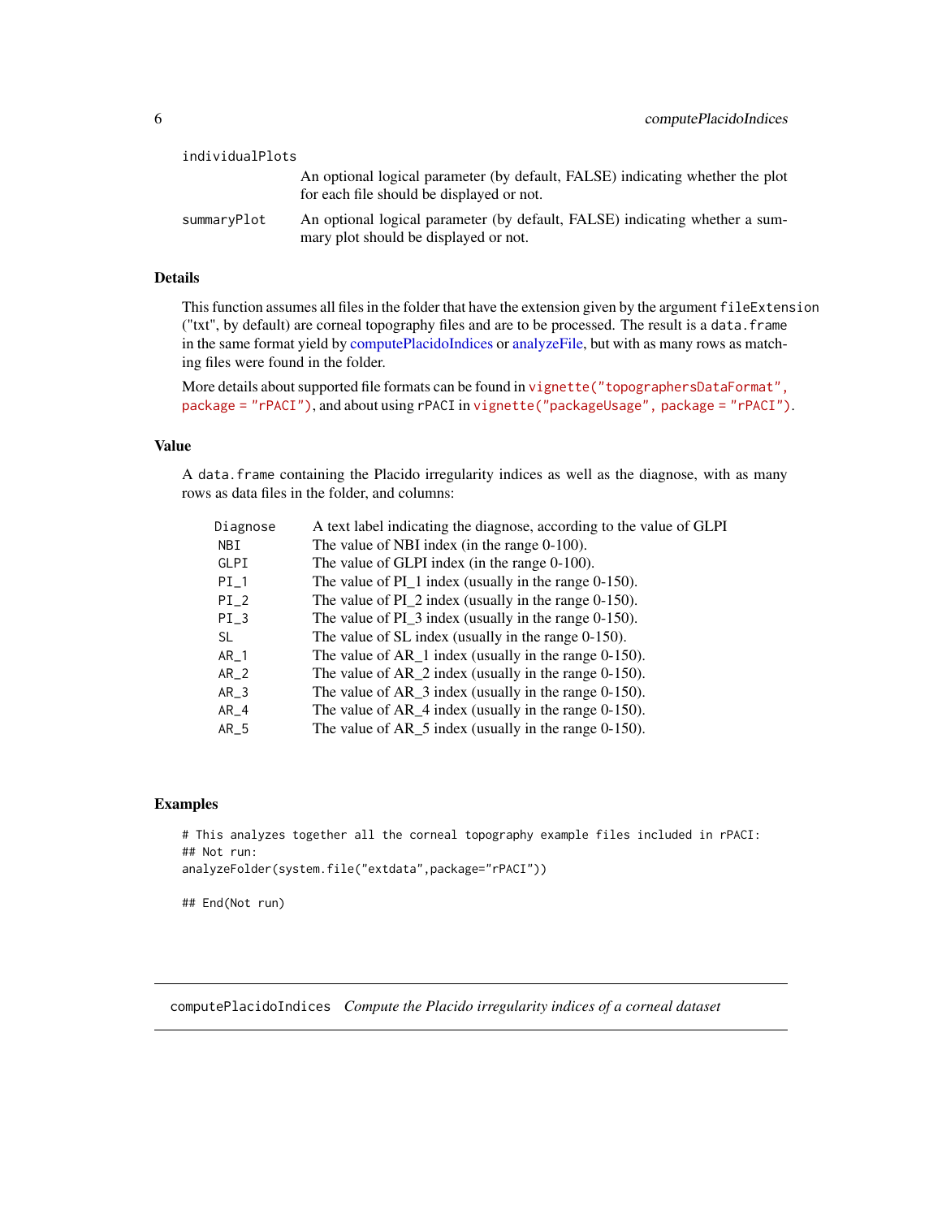individualPlots
: An optional logical parameter (by default, FALSE) indicating whether the plot for each file should be displayed or not.

summaryPlot
: An optional logical parameter (by default, FALSE) indicating whether a summary plot should be displayed or not.

### Details

This function assumes all files in the folder that have the extension given by the argument `fileExtension` ("txt", by default) are corneal topography files and are to be processed. The result is a `data.frame` in the same format yield by computePlacidoIndices or analyzeFile, but with as many rows as matching files were found in the folder.

More details about supported file formats can be found in `vignette("topographersDataFormat", package = "rPACI")`, and about using rPACI in `vignette("packageUsage", package = "rPACI")`.

### Value

A `data.frame` containing the Placido irregularity indices as well as the diagnose, with as many rows as data files in the folder, and columns:

| | |
|---|---|
| Diagnose | A text label indicating the diagnose, according to the value of GLPI |
| NBI | The value of NBI index (in the range 0-100). |
| GLPI | The value of GLPI index (in the range 0-100). |
| PI_1 | The value of PI_1 index (usually in the range 0-150). |
| PI_2 | The value of PI_2 index (usually in the range 0-150). |
| PI_3 | The value of PI_3 index (usually in the range 0-150). |
| SL | The value of SL index (usually in the range 0-150). |
| AR_1 | The value of AR_1 index (usually in the range 0-150). |
| AR_2 | The value of AR_2 index (usually in the range 0-150). |
| AR_3 | The value of AR_3 index (usually in the range 0-150). |
| AR_4 | The value of AR_4 index (usually in the range 0-150). |
| AR_5 | The value of AR_5 index (usually in the range 0-150). |

### Examples

```
# This analyzes together all the corneal topography example files included in rPACI:
## Not run:
analyzeFolder(system.file("extdata",package="rPACI"))

## End(Not run)
```

---

## computePlacidoIndices *Compute the Placido irregularity indices of a corneal dataset*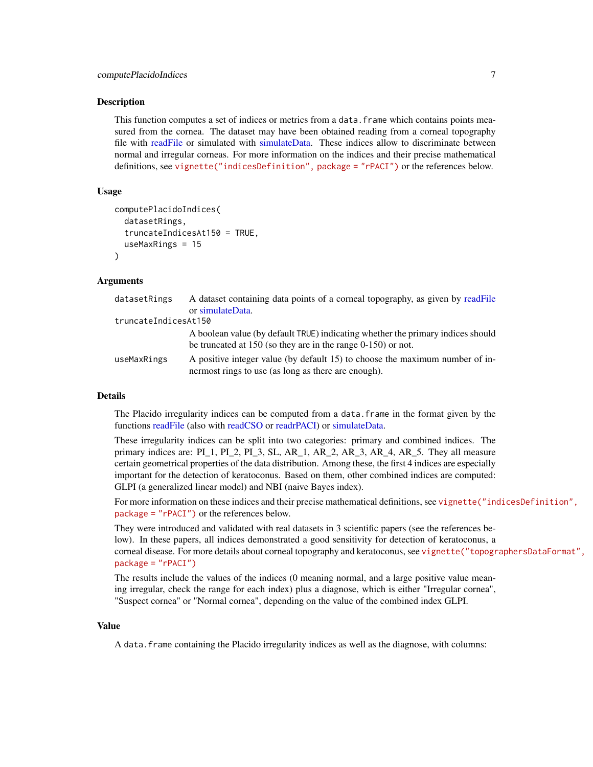## Description

This function computes a set of indices or metrics from a `data.frame` which contains points measured from the cornea. The dataset may have been obtained reading from a corneal topography file with readFile or simulated with simulateData. These indices allow to discriminate between normal and irregular corneas. For more information on the indices and their precise mathematical definitions, see `vignette("indicesDefinition", package = "rPACI")` or the references below.

## Usage

```
computePlacidoIndices(
  datasetRings,
  truncateIndicesAt150 = TRUE,
  useMaxRings = 15
)
```

## Arguments

| | |
|---|---|
| `datasetRings` | A dataset containing data points of a corneal topography, as given by readFile or simulateData. |
| `truncateIndicesAt150` | A boolean value (by default `TRUE`) indicating whether the primary indices should be truncated at 150 (so they are in the range 0-150) or not. |
| `useMaxRings` | A positive integer value (by default 15) to choose the maximum number of innermost rings to use (as long as there are enough). |

## Details

The Placido irregularity indices can be computed from a `data.frame` in the format given by the functions readFile (also with readCSO or readrPACI) or simulateData.

These irregularity indices can be split into two categories: primary and combined indices. The primary indices are: PI_1, PI_2, PI_3, SL, AR_1, AR_2, AR_3, AR_4, AR_5. They all measure certain geometrical properties of the data distribution. Among these, the first 4 indices are especially important for the detection of keratoconus. Based on them, other combined indices are computed: GLPI (a generalized linear model) and NBI (naive Bayes index).

For more information on these indices and their precise mathematical definitions, see `vignette("indicesDefinition", package = "rPACI")` or the references below.

They were introduced and validated with real datasets in 3 scientific papers (see the references below). In these papers, all indices demonstrated a good sensitivity for detection of keratoconus, a corneal disease. For more details about corneal topography and keratoconus, see `vignette("topographersDataFormat", package = "rPACI")`

The results include the values of the indices (0 meaning normal, and a large positive value meaning irregular, check the range for each index) plus a diagnose, which is either "Irregular cornea", "Suspect cornea" or "Normal cornea", depending on the value of the combined index GLPI.

## Value

A `data.frame` containing the Placido irregularity indices as well as the diagnose, with columns: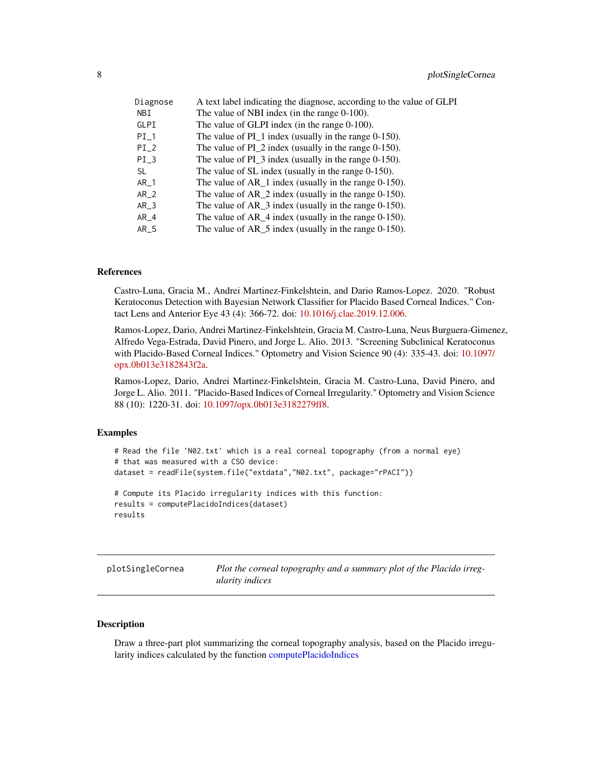| | |
|---|---|
| Diagnose | A text label indicating the diagnose, according to the value of GLPI |
| NBI | The value of NBI index (in the range 0-100). |
| GLPI | The value of GLPI index (in the range 0-100). |
| PI_1 | The value of PI_1 index (usually in the range 0-150). |
| PI_2 | The value of PI_2 index (usually in the range 0-150). |
| PI_3 | The value of PI_3 index (usually in the range 0-150). |
| SL | The value of SL index (usually in the range 0-150). |
| AR_1 | The value of AR_1 index (usually in the range 0-150). |
| AR_2 | The value of AR_2 index (usually in the range 0-150). |
| AR_3 | The value of AR_3 index (usually in the range 0-150). |
| AR_4 | The value of AR_4 index (usually in the range 0-150). |
| AR_5 | The value of AR_5 index (usually in the range 0-150). |

### References

Castro-Luna, Gracia M., Andrei Martinez-Finkelshtein, and Dario Ramos-Lopez. 2020. "Robust Keratoconus Detection with Bayesian Network Classifier for Placido Based Corneal Indices." Contact Lens and Anterior Eye 43 (4): 366-72. doi: 10.1016/j.clae.2019.12.006.

Ramos-Lopez, Dario, Andrei Martinez-Finkelshtein, Gracia M. Castro-Luna, Neus Burguera-Gimenez, Alfredo Vega-Estrada, David Pinero, and Jorge L. Alio. 2013. "Screening Subclinical Keratoconus with Placido-Based Corneal Indices." Optometry and Vision Science 90 (4): 335-43. doi: 10.1097/opx.0b013e3182843f2a.

Ramos-Lopez, Dario, Andrei Martinez-Finkelshtein, Gracia M. Castro-Luna, David Pinero, and Jorge L. Alio. 2011. "Placido-Based Indices of Corneal Irregularity." Optometry and Vision Science 88 (10): 1220-31. doi: 10.1097/opx.0b013e3182279ff8.

### Examples

```
# Read the file 'N02.txt' which is a real corneal topography (from a normal eye)
# that was measured with a CSO device:
dataset = readFile(system.file("extdata","N02.txt", package="rPACI"))

# Compute its Placido irregularity indices with this function:
results = computePlacidoIndices(dataset)
results
```

---

## plotSingleCornea — *Plot the corneal topography and a summary plot of the Placido irregularity indices*

---

### Description

Draw a three-part plot summarizing the corneal topography analysis, based on the Placido irregularity indices calculated by the function computePlacidoIndices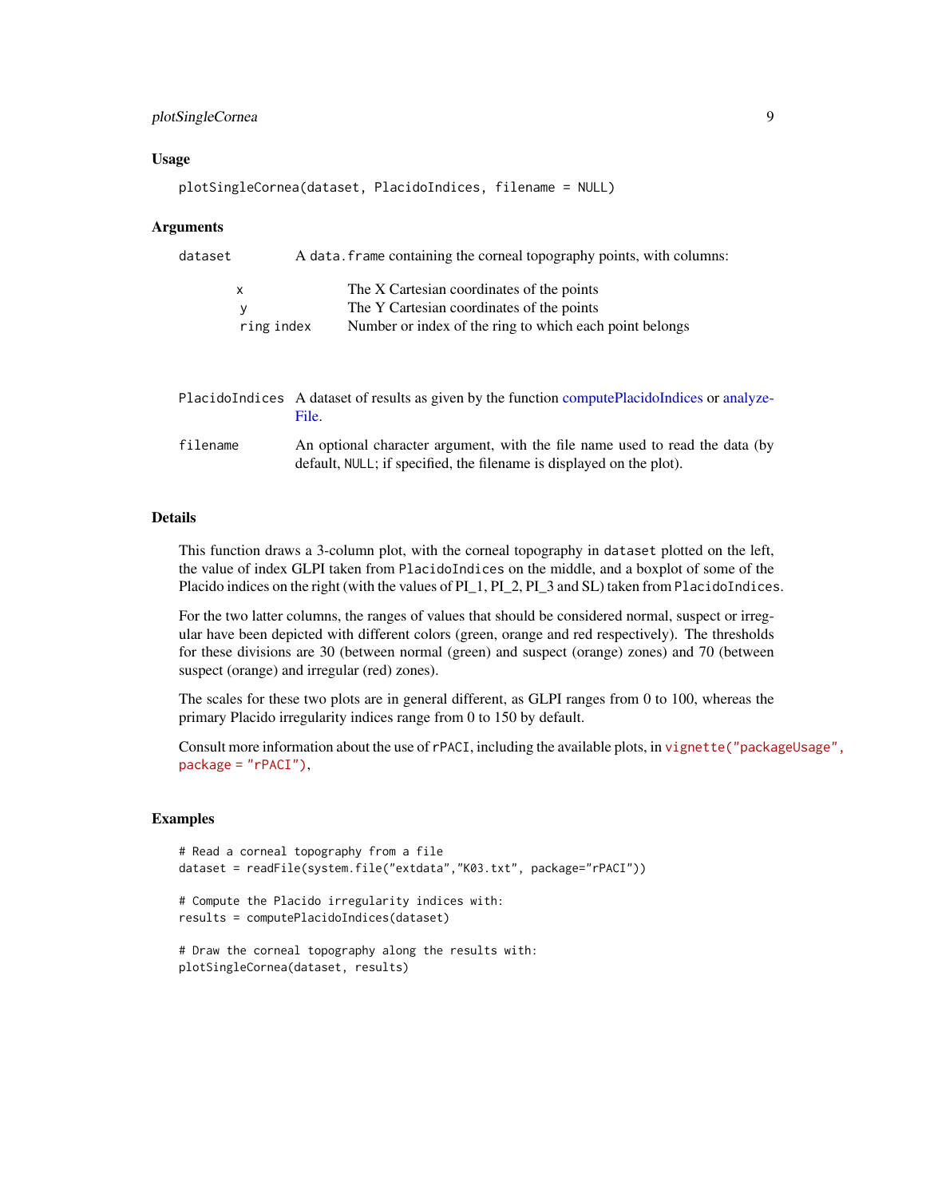### Usage

```
plotSingleCornea(dataset, PlacidoIndices, filename = NULL)
```

### Arguments

`dataset` A `data.frame` containing the corneal topography points, with columns:

| | |
|---|---|
| `x` | The X Cartesian coordinates of the points |
| `y` | The Y Cartesian coordinates of the points |
| `ring index` | Number or index of the ring to which each point belongs |

`PlacidoIndices` A dataset of results as given by the function computePlacidoIndices or analyzeFile.

`filename` An optional character argument, with the file name used to read the data (by default, `NULL`; if specified, the filename is displayed on the plot).

### Details

This function draws a 3-column plot, with the corneal topography in `dataset` plotted on the left, the value of index GLPI taken from `PlacidoIndices` on the middle, and a boxplot of some of the Placido indices on the right (with the values of PI_1, PI_2, PI_3 and SL) taken from `PlacidoIndices`.

For the two latter columns, the ranges of values that should be considered normal, suspect or irregular have been depicted with different colors (green, orange and red respectively). The thresholds for these divisions are 30 (between normal (green) and suspect (orange) zones) and 70 (between suspect (orange) and irregular (red) zones).

The scales for these two plots are in general different, as GLPI ranges from 0 to 100, whereas the primary Placido irregularity indices range from 0 to 150 by default.

Consult more information about the use of `rPACI`, including the available plots, in `vignette("packageUsage", package = "rPACI")`,

### Examples

```
# Read a corneal topography from a file
dataset = readFile(system.file("extdata","K03.txt", package="rPACI"))

# Compute the Placido irregularity indices with:
results = computePlacidoIndices(dataset)

# Draw the corneal topography along the results with:
plotSingleCornea(dataset, results)
```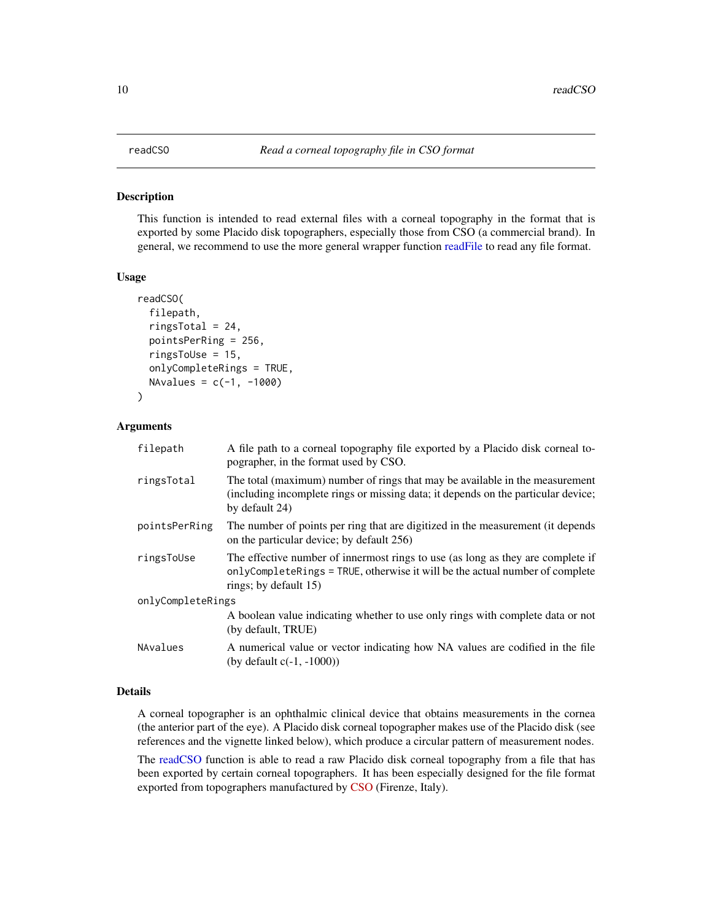# readCSO — *Read a corneal topography file in CSO format*

## Description

This function is intended to read external files with a corneal topography in the format that is exported by some Placido disk topographers, especially those from CSO (a commercial brand). In general, we recommend to use the more general wrapper function readFile to read any file format.

## Usage

```
readCSO(
  filepath,
  ringsTotal = 24,
  pointsPerRing = 256,
  ringsToUse = 15,
  onlyCompleteRings = TRUE,
  NAvalues = c(-1, -1000)
)
```

## Arguments

| Argument | Description |
| --- | --- |
| `filepath` | A file path to a corneal topography file exported by a Placido disk corneal topographer, in the format used by CSO. |
| `ringsTotal` | The total (maximum) number of rings that may be available in the measurement (including incomplete rings or missing data; it depends on the particular device; by default 24) |
| `pointsPerRing` | The number of points per ring that are digitized in the measurement (it depends on the particular device; by default 256) |
| `ringsToUse` | The effective number of innermost rings to use (as long as they are complete if `onlyCompleteRings` = TRUE, otherwise it will be the actual number of complete rings; by default 15) |
| `onlyCompleteRings` | A boolean value indicating whether to use only rings with complete data or not (by default, TRUE) |
| `NAvalues` | A numerical value or vector indicating how NA values are codified in the file (by default c(-1, -1000)) |

## Details

A corneal topographer is an ophthalmic clinical device that obtains measurements in the cornea (the anterior part of the eye). A Placido disk corneal topographer makes use of the Placido disk (see references and the vignette linked below), which produce a circular pattern of measurement nodes.

The readCSO function is able to read a raw Placido disk corneal topography from a file that has been exported by certain corneal topographers. It has been especially designed for the file format exported from topographers manufactured by CSO (Firenze, Italy).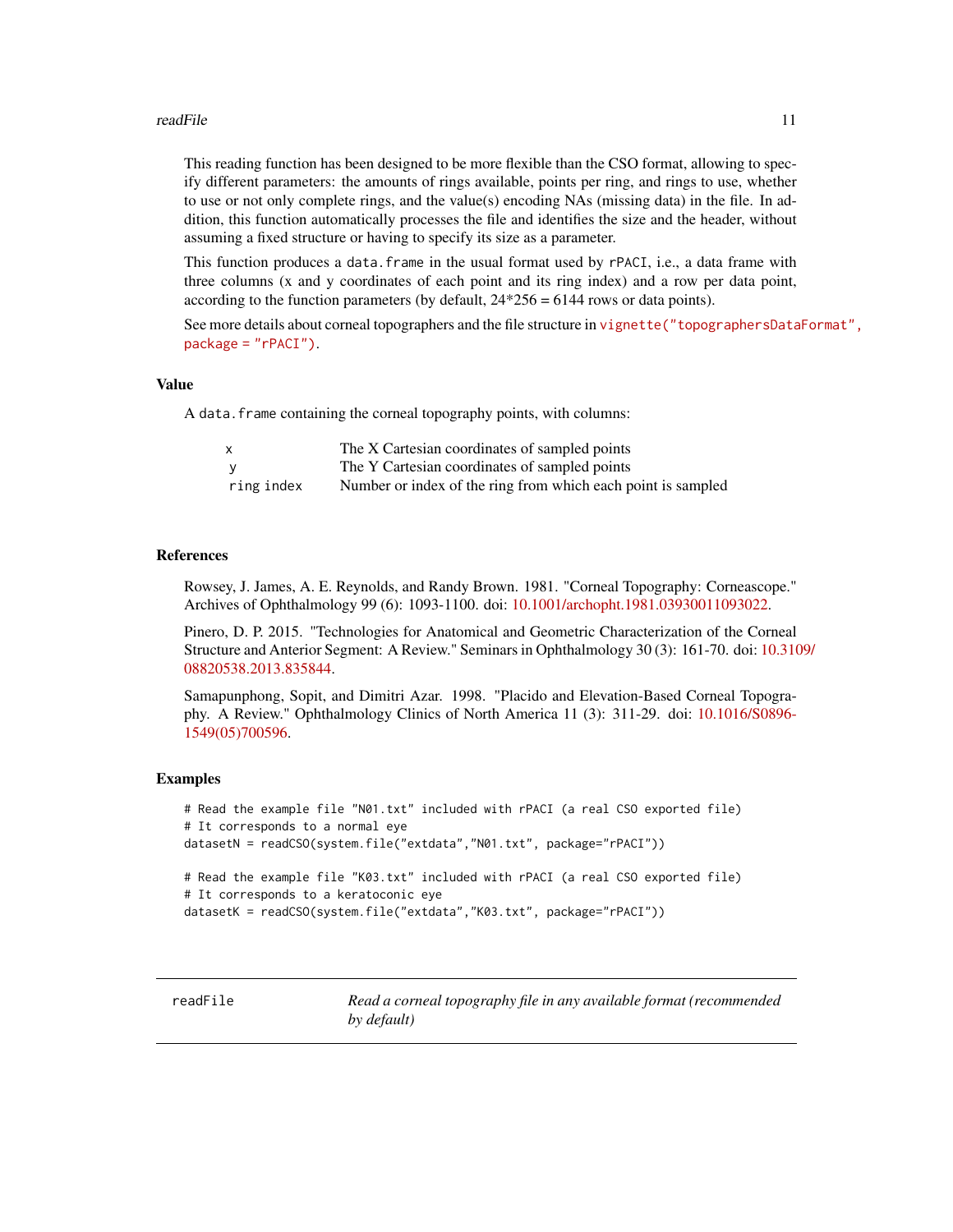This reading function has been designed to be more flexible than the CSO format, allowing to specify different parameters: the amounts of rings available, points per ring, and rings to use, whether to use or not only complete rings, and the value(s) encoding NAs (missing data) in the file. In addition, this function automatically processes the file and identifies the size and the header, without assuming a fixed structure or having to specify its size as a parameter.

This function produces a `data.frame` in the usual format used by `rPACI`, i.e., a data frame with three columns (x and y coordinates of each point and its ring index) and a row per data point, according to the function parameters (by default, 24*256 = 6144 rows or data points).

See more details about corneal topographers and the file structure in `vignette("topographersDataFormat", package = "rPACI")`.

### Value

A `data.frame` containing the corneal topography points, with columns:

| | |
|---|---|
| `x` | The X Cartesian coordinates of sampled points |
| `y` | The Y Cartesian coordinates of sampled points |
| `ring index` | Number or index of the ring from which each point is sampled |

### References

Rowsey, J. James, A. E. Reynolds, and Randy Brown. 1981. "Corneal Topography: Corneascope." Archives of Ophthalmology 99 (6): 1093-1100. doi: 10.1001/archopht.1981.03930011093022.

Pinero, D. P. 2015. "Technologies for Anatomical and Geometric Characterization of the Corneal Structure and Anterior Segment: A Review." Seminars in Ophthalmology 30 (3): 161-70. doi: 10.3109/08820538.2013.835844.

Samapunphong, Sopit, and Dimitri Azar. 1998. "Placido and Elevation-Based Corneal Topography. A Review." Ophthalmology Clinics of North America 11 (3): 311-29. doi: 10.1016/S0896-1549(05)700596.

### Examples

```
# Read the example file "N01.txt" included with rPACI (a real CSO exported file)
# It corresponds to a normal eye
datasetN = readCSO(system.file("extdata","N01.txt", package="rPACI"))

# Read the example file "K03.txt" included with rPACI (a real CSO exported file)
# It corresponds to a keratoconic eye
datasetK = readCSO(system.file("extdata","K03.txt", package="rPACI"))
```

---

## readFile — *Read a corneal topography file in any available format (recommended by default)*

---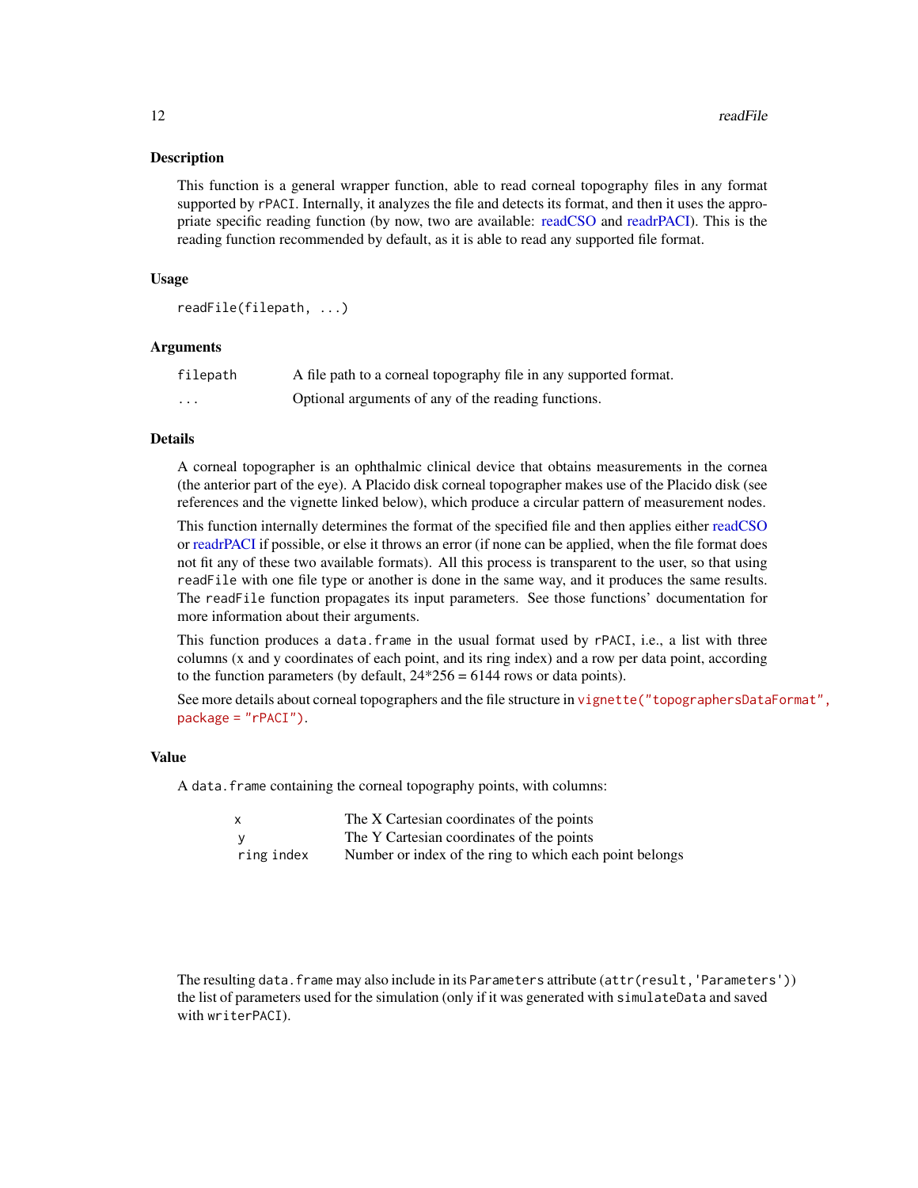## Description

This function is a general wrapper function, able to read corneal topography files in any format supported by `rPACI`. Internally, it analyzes the file and detects its format, and then it uses the appropriate specific reading function (by now, two are available: readCSO and readrPACI). This is the reading function recommended by default, as it is able to read any supported file format.

## Usage

```
readFile(filepath, ...)
```

## Arguments

| | |
|---|---|
| `filepath` | A file path to a corneal topography file in any supported format. |
| `...` | Optional arguments of any of the reading functions. |

## Details

A corneal topographer is an ophthalmic clinical device that obtains measurements in the cornea (the anterior part of the eye). A Placido disk corneal topographer makes use of the Placido disk (see references and the vignette linked below), which produce a circular pattern of measurement nodes.

This function internally determines the format of the specified file and then applies either readCSO or readrPACI if possible, or else it throws an error (if none can be applied, when the file format does not fit any of these two available formats). All this process is transparent to the user, so that using `readFile` with one file type or another is done in the same way, and it produces the same results. The `readFile` function propagates its input parameters. See those functions' documentation for more information about their arguments.

This function produces a `data.frame` in the usual format used by `rPACI`, i.e., a list with three columns (x and y coordinates of each point, and its ring index) and a row per data point, according to the function parameters (by default, 24*256 = 6144 rows or data points).

See more details about corneal topographers and the file structure in `vignette("topographersDataFormat", package = "rPACI")`.

## Value

A `data.frame` containing the corneal topography points, with columns:

| | |
|---|---|
| `x` | The X Cartesian coordinates of the points |
| `y` | The Y Cartesian coordinates of the points |
| `ring index` | Number or index of the ring to which each point belongs |

The resulting `data.frame` may also include in its `Parameters` attribute (`attr(result,'Parameters')`) the list of parameters used for the simulation (only if it was generated with `simulateData` and saved with `writerPACI`).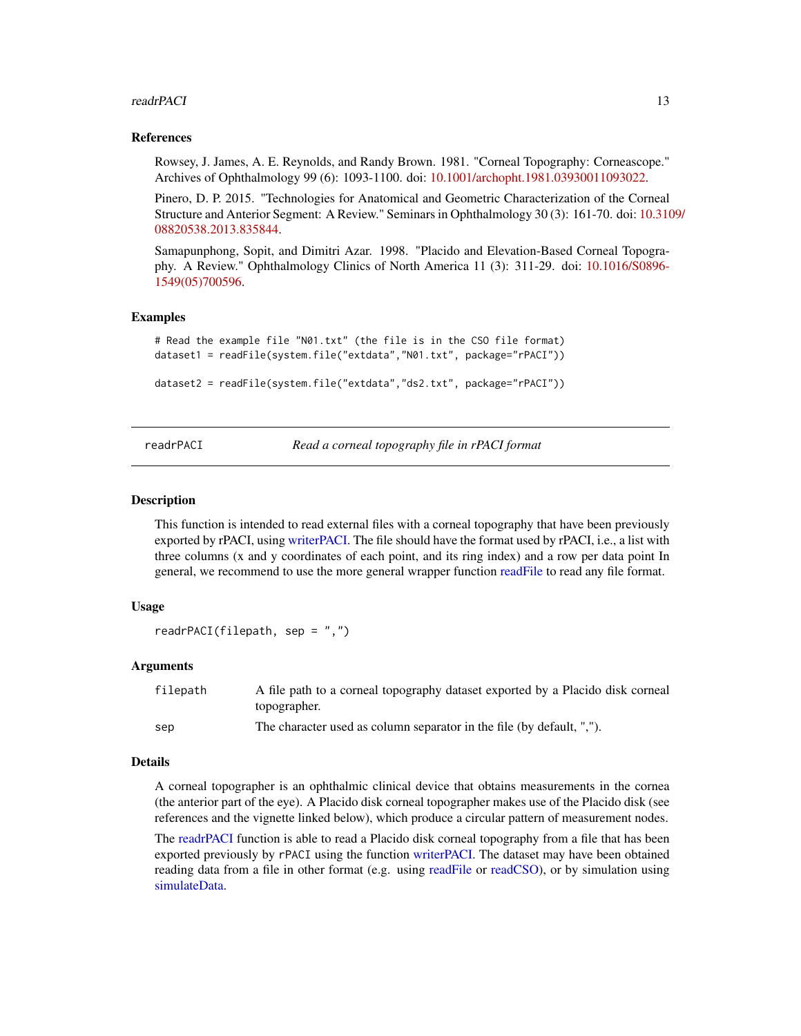### References

Rowsey, J. James, A. E. Reynolds, and Randy Brown. 1981. "Corneal Topography: Corneascope." Archives of Ophthalmology 99 (6): 1093-1100. doi: 10.1001/archopht.1981.03930011093022.

Pinero, D. P. 2015. "Technologies for Anatomical and Geometric Characterization of the Corneal Structure and Anterior Segment: A Review." Seminars in Ophthalmology 30 (3): 161-70. doi: 10.3109/08820538.2013.835844.

Samapunphong, Sopit, and Dimitri Azar. 1998. "Placido and Elevation-Based Corneal Topography. A Review." Ophthalmology Clinics of North America 11 (3): 311-29. doi: 10.1016/S0896-1549(05)700596.

### Examples

```
# Read the example file "N01.txt" (the file is in the CSO file format)
dataset1 = readFile(system.file("extdata","N01.txt", package="rPACI"))

dataset2 = readFile(system.file("extdata","ds2.txt", package="rPACI"))
```

---

## readrPACI — *Read a corneal topography file in rPACI format*

### Description

This function is intended to read external files with a corneal topography that have been previously exported by rPACI, using writerPACI. The file should have the format used by rPACI, i.e., a list with three columns (x and y coordinates of each point, and its ring index) and a row per data point In general, we recommend to use the more general wrapper function readFile to read any file format.

### Usage

```
readrPACI(filepath, sep = ",")
```

### Arguments

| | |
|---|---|
| filepath | A file path to a corneal topography dataset exported by a Placido disk corneal topographer. |
| sep | The character used as column separator in the file (by default, ","). |

### Details

A corneal topographer is an ophthalmic clinical device that obtains measurements in the cornea (the anterior part of the eye). A Placido disk corneal topographer makes use of the Placido disk (see references and the vignette linked below), which produce a circular pattern of measurement nodes.

The readrPACI function is able to read a Placido disk corneal topography from a file that has been exported previously by rPACI using the function writerPACI. The dataset may have been obtained reading data from a file in other format (e.g. using readFile or readCSO), or by simulation using simulateData.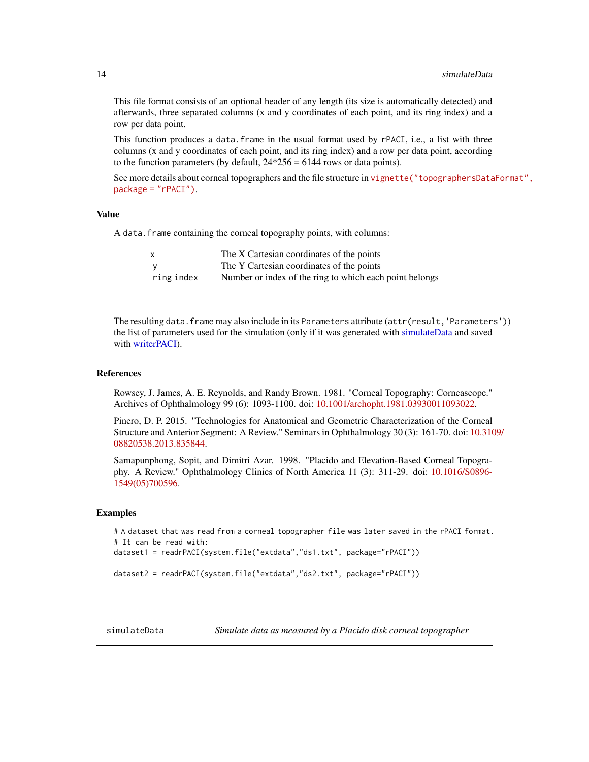This file format consists of an optional header of any length (its size is automatically detected) and afterwards, three separated columns (x and y coordinates of each point, and its ring index) and a row per data point.

This function produces a `data.frame` in the usual format used by `rPACI`, i.e., a list with three columns (x and y coordinates of each point, and its ring index) and a row per data point, according to the function parameters (by default, 24*256 = 6144 rows or data points).

See more details about corneal topographers and the file structure in `vignette("topographersDataFormat", package = "rPACI")`.

### Value

A `data.frame` containing the corneal topography points, with columns:

| | |
|---|---|
| `x` | The X Cartesian coordinates of the points |
| `y` | The Y Cartesian coordinates of the points |
| `ring index` | Number or index of the ring to which each point belongs |

The resulting `data.frame` may also include in its `Parameters` attribute (`attr(result,'Parameters')`) the list of parameters used for the simulation (only if it was generated with simulateData and saved with writerPACI).

### References

Rowsey, J. James, A. E. Reynolds, and Randy Brown. 1981. "Corneal Topography: Corneascope." Archives of Ophthalmology 99 (6): 1093-1100. doi: 10.1001/archopht.1981.03930011093022.

Pinero, D. P. 2015. "Technologies for Anatomical and Geometric Characterization of the Corneal Structure and Anterior Segment: A Review." Seminars in Ophthalmology 30 (3): 161-70. doi: 10.3109/08820538.2013.835844.

Samapunphong, Sopit, and Dimitri Azar. 1998. "Placido and Elevation-Based Corneal Topography. A Review." Ophthalmology Clinics of North America 11 (3): 311-29. doi: 10.1016/S0896-1549(05)700596.

### Examples

```
# A dataset that was read from a corneal topographer file was later saved in the rPACI format.
# It can be read with:
dataset1 = readrPACI(system.file("extdata","ds1.txt", package="rPACI"))

dataset2 = readrPACI(system.file("extdata","ds2.txt", package="rPACI"))
```

## simulateData — *Simulate data as measured by a Placido disk corneal topographer*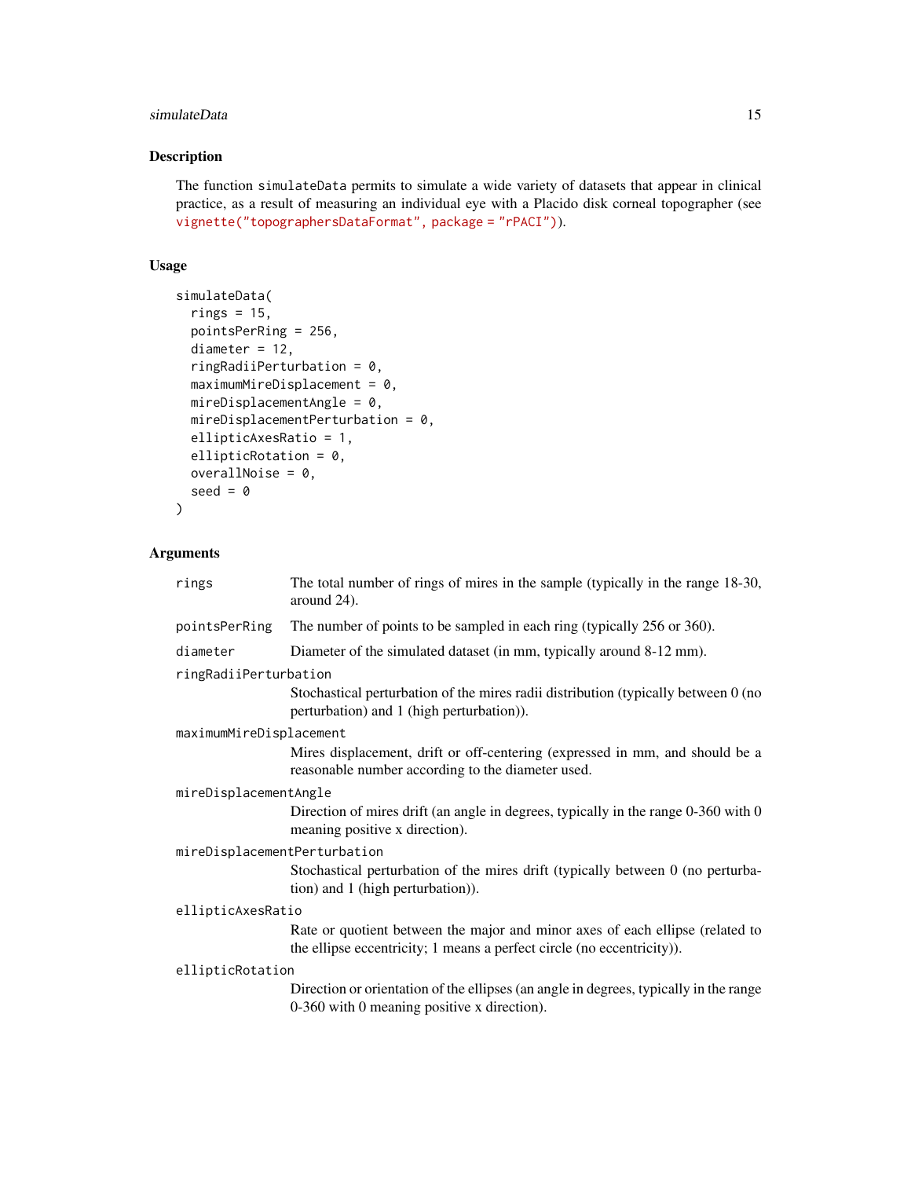## Description

The function `simulateData` permits to simulate a wide variety of datasets that appear in clinical practice, as a result of measuring an individual eye with a Placido disk corneal topographer (see `vignette("topographersDataFormat", package = "rPACI")`).

## Usage

```
simulateData(
  rings = 15,
  pointsPerRing = 256,
  diameter = 12,
  ringRadiiPerturbation = 0,
  maximumMireDisplacement = 0,
  mireDisplacementAngle = 0,
  mireDisplacementPerturbation = 0,
  ellipticAxesRatio = 1,
  ellipticRotation = 0,
  overallNoise = 0,
  seed = 0
)
```

## Arguments

| | |
|---|---|
| `rings` | The total number of rings of mires in the sample (typically in the range 18-30, around 24). |
| `pointsPerRing` | The number of points to be sampled in each ring (typically 256 or 360). |
| `diameter` | Diameter of the simulated dataset (in mm, typically around 8-12 mm). |
| `ringRadiiPerturbation` | Stochastical perturbation of the mires radii distribution (typically between 0 (no perturbation) and 1 (high perturbation)). |
| `maximumMireDisplacement` | Mires displacement, drift or off-centering (expressed in mm, and should be a reasonable number according to the diameter used. |
| `mireDisplacementAngle` | Direction of mires drift (an angle in degrees, typically in the range 0-360 with 0 meaning positive x direction). |
| `mireDisplacementPerturbation` | Stochastical perturbation of the mires drift (typically between 0 (no perturbation) and 1 (high perturbation)). |
| `ellipticAxesRatio` | Rate or quotient between the major and minor axes of each ellipse (related to the ellipse eccentricity; 1 means a perfect circle (no eccentricity)). |
| `ellipticRotation` | Direction or orientation of the ellipses (an angle in degrees, typically in the range 0-360 with 0 meaning positive x direction). |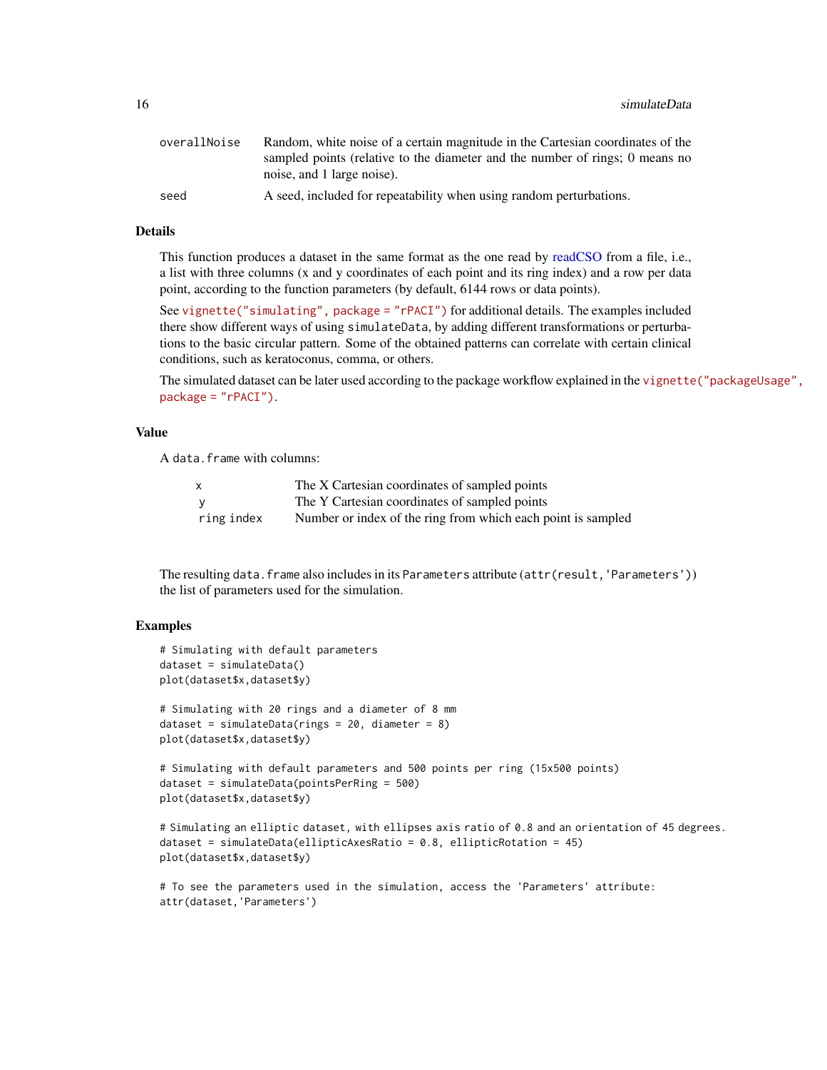| | |
|---|---|
| overallNoise | Random, white noise of a certain magnitude in the Cartesian coordinates of the sampled points (relative to the diameter and the number of rings; 0 means no noise, and 1 large noise). |
| seed | A seed, included for repeatability when using random perturbations. |

## Details

This function produces a dataset in the same format as the one read by readCSO from a file, i.e., a list with three columns (x and y coordinates of each point and its ring index) and a row per data point, according to the function parameters (by default, 6144 rows or data points).

See `vignette("simulating", package = "rPACI")` for additional details. The examples included there show different ways of using `simulateData`, by adding different transformations or perturbations to the basic circular pattern. Some of the obtained patterns can correlate with certain clinical conditions, such as keratoconus, comma, or others.

The simulated dataset can be later used according to the package workflow explained in the `vignette("packageUsage", package = "rPACI")`.

## Value

A `data.frame` with columns:

| | |
|---|---|
| x | The X Cartesian coordinates of sampled points |
| y | The Y Cartesian coordinates of sampled points |
| ring index | Number or index of the ring from which each point is sampled |

The resulting `data.frame` also includes in its `Parameters` attribute (`attr(result,'Parameters')`) the list of parameters used for the simulation.

## Examples

```
# Simulating with default parameters
dataset = simulateData()
plot(dataset$x,dataset$y)

# Simulating with 20 rings and a diameter of 8 mm
dataset = simulateData(rings = 20, diameter = 8)
plot(dataset$x,dataset$y)

# Simulating with default parameters and 500 points per ring (15x500 points)
dataset = simulateData(pointsPerRing = 500)
plot(dataset$x,dataset$y)

# Simulating an elliptic dataset, with ellipses axis ratio of 0.8 and an orientation of 45 degrees.
dataset = simulateData(ellipticAxesRatio = 0.8, ellipticRotation = 45)
plot(dataset$x,dataset$y)

# To see the parameters used in the simulation, access the 'Parameters' attribute:
attr(dataset,'Parameters')
```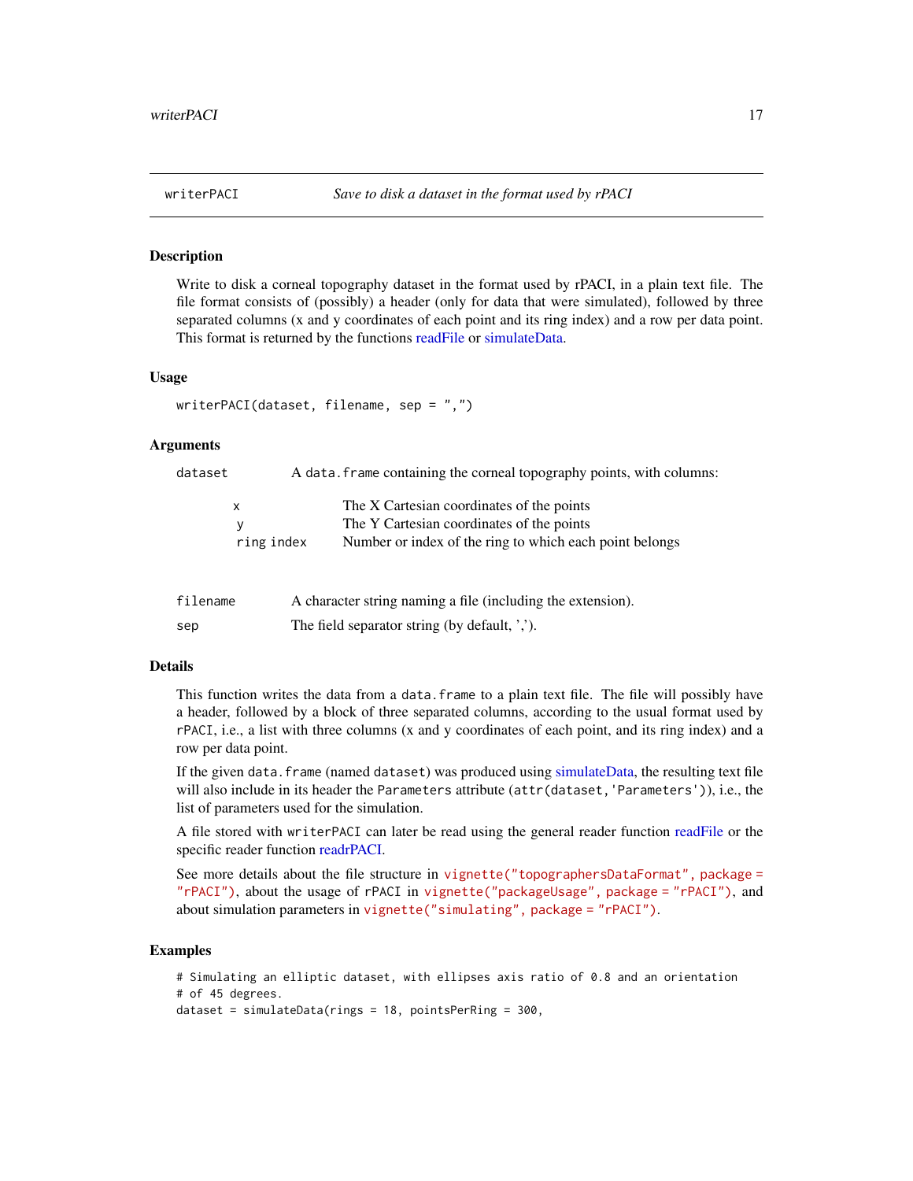## writerPACI — *Save to disk a dataset in the format used by rPACI*

### Description

Write to disk a corneal topography dataset in the format used by rPACI, in a plain text file. The file format consists of (possibly) a header (only for data that were simulated), followed by three separated columns (x and y coordinates of each point and its ring index) and a row per data point. This format is returned by the functions readFile or simulateData.

### Usage

```
writerPACI(dataset, filename, sep = ",")
```

### Arguments

| | |
|---|---|
| `dataset` | A `data.frame` containing the corneal topography points, with columns: |
| | `x` — The X Cartesian coordinates of the points |
| | `y` — The Y Cartesian coordinates of the points |
| | `ring index` — Number or index of the ring to which each point belongs |
| `filename` | A character string naming a file (including the extension). |
| `sep` | The field separator string (by default, ','). |

### Details

This function writes the data from a `data.frame` to a plain text file. The file will possibly have a header, followed by a block of three separated columns, according to the usual format used by `rPACI`, i.e., a list with three columns (x and y coordinates of each point, and its ring index) and a row per data point.

If the given `data.frame` (named `dataset`) was produced using simulateData, the resulting text file will also include in its header the `Parameters` attribute (`attr(dataset,'Parameters')`), i.e., the list of parameters used for the simulation.

A file stored with `writerPACI` can later be read using the general reader function readFile or the specific reader function readrPACI.

See more details about the file structure in `vignette("topographersDataFormat", package = "rPACI")`, about the usage of rPACI in `vignette("packageUsage", package = "rPACI")`, and about simulation parameters in `vignette("simulating", package = "rPACI")`.

### Examples

```
# Simulating an elliptic dataset, with ellipses axis ratio of 0.8 and an orientation
# of 45 degrees.
dataset = simulateData(rings = 18, pointsPerRing = 300,
```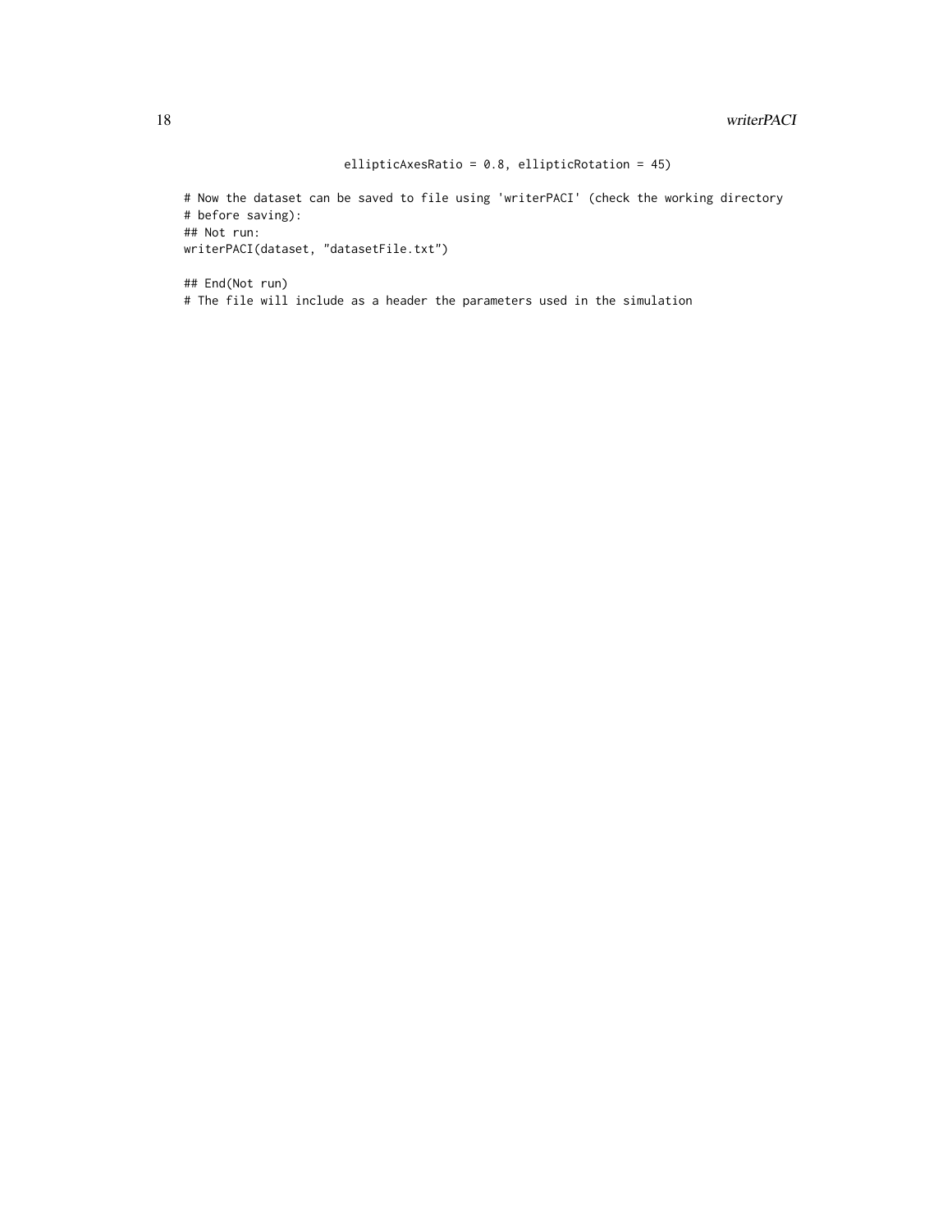```
                        ellipticAxesRatio = 0.8, ellipticRotation = 45)

# Now the dataset can be saved to file using 'writerPACI' (check the working directory
# before saving):
## Not run:
writerPACI(dataset, "datasetFile.txt")

## End(Not run)
# The file will include as a header the parameters used in the simulation
```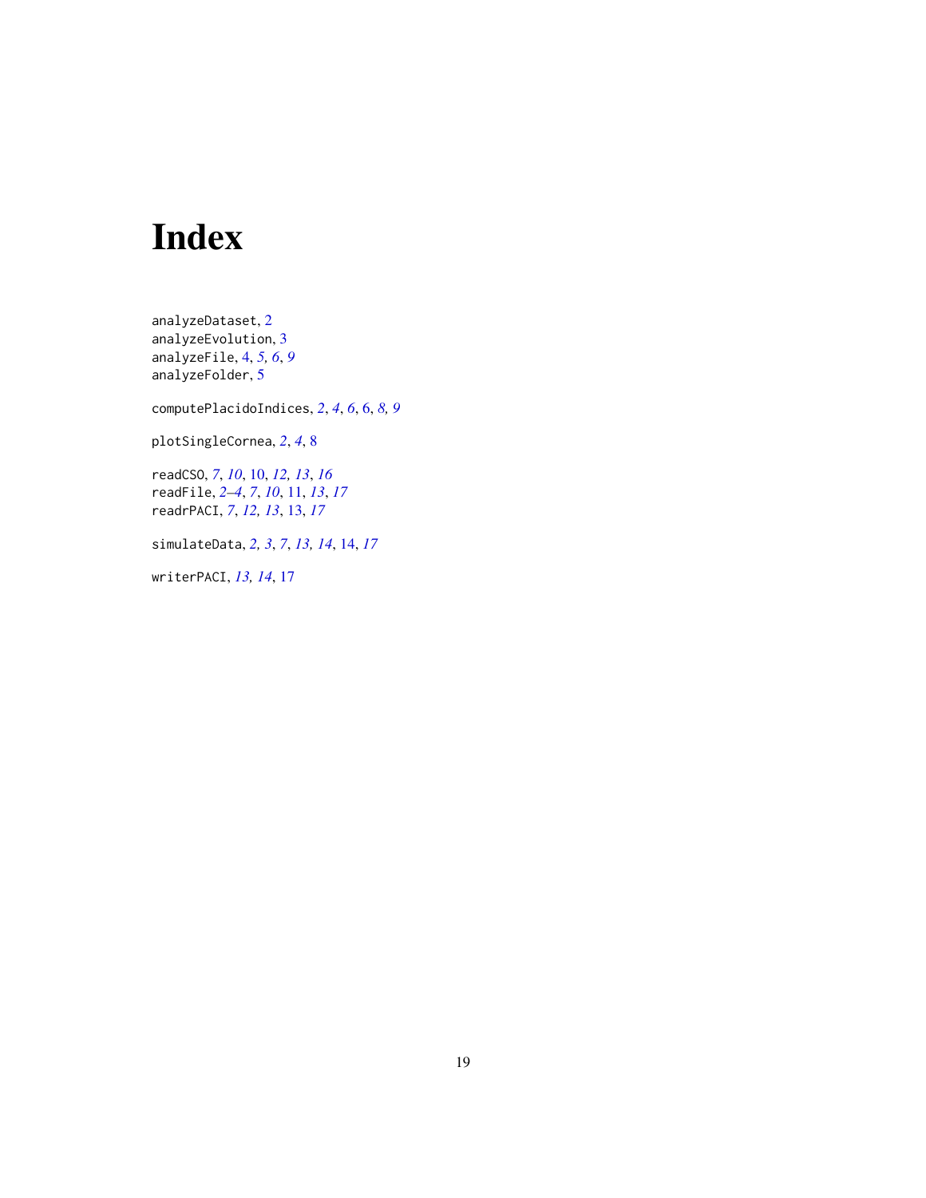# Index

analyzeDataset, 2
analyzeEvolution, 3
analyzeFile, 4, *5, 6*, *9*
analyzeFolder, 5

computePlacidoIndices, *2*, *4*, *6*, 6, *8, 9*

plotSingleCornea, *2*, *4*, 8

readCSO, *7*, *10*, 10, *12, 13*, *16*
readFile, *2–4*, *7*, *10*, 11, *13*, *17*
readrPACI, *7*, *12, 13*, 13, *17*

simulateData, *2, 3*, *7*, *13, 14*, 14, *17*

writerPACI, *13, 14*, 17